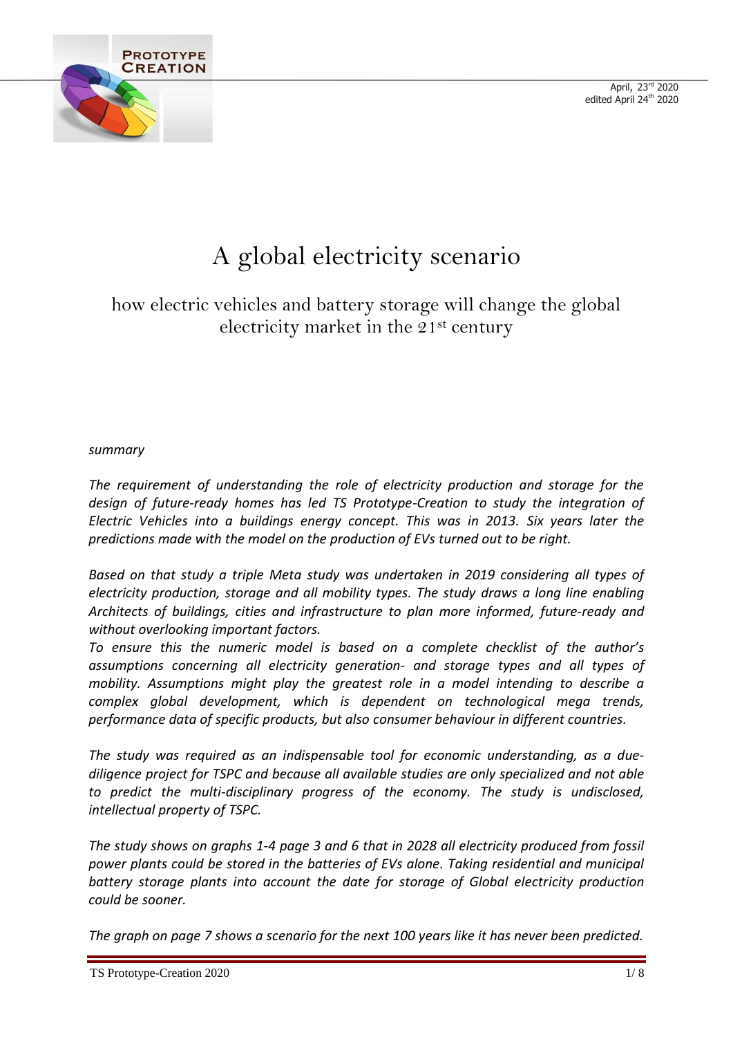April, 23rd 2020
edited April 24th 2020

# A global electricity scenario

## how electric vehicles and battery storage will change the global electricity market in the 21st century

*summary*

*The requirement of understanding the role of electricity production and storage for the design of future-ready homes has led TS Prototype-Creation to study the integration of Electric Vehicles into a buildings energy concept. This was in 2013. Six years later the predictions made with the model on the production of EVs turned out to be right.*

*Based on that study a triple Meta study was undertaken in 2019 considering all types of electricity production, storage and all mobility types. The study draws a long line enabling Architects of buildings, cities and infrastructure to plan more informed, future-ready and without overlooking important factors.*
*To ensure this the numeric model is based on a complete checklist of the author's assumptions concerning all electricity generation- and storage types and all types of mobility. Assumptions might play the greatest role in a model intending to describe a complex global development, which is dependent on technological mega trends, performance data of specific products, but also consumer behaviour in different countries.*

*The study was required as an indispensable tool for economic understanding, as a due-diligence project for TSPC and because all available studies are only specialized and not able to predict the multi-disciplinary progress of the economy. The study is undisclosed, intellectual property of TSPC.*

*The study shows on graphs 1-4 page 3 and 6 that in 2028 all electricity produced from fossil power plants could be stored in the batteries of EVs alone. Taking residential and municipal battery storage plants into account the date for storage of Global electricity production could be sooner.*

*The graph on page 7 shows a scenario for the next 100 years like it has never been predicted.*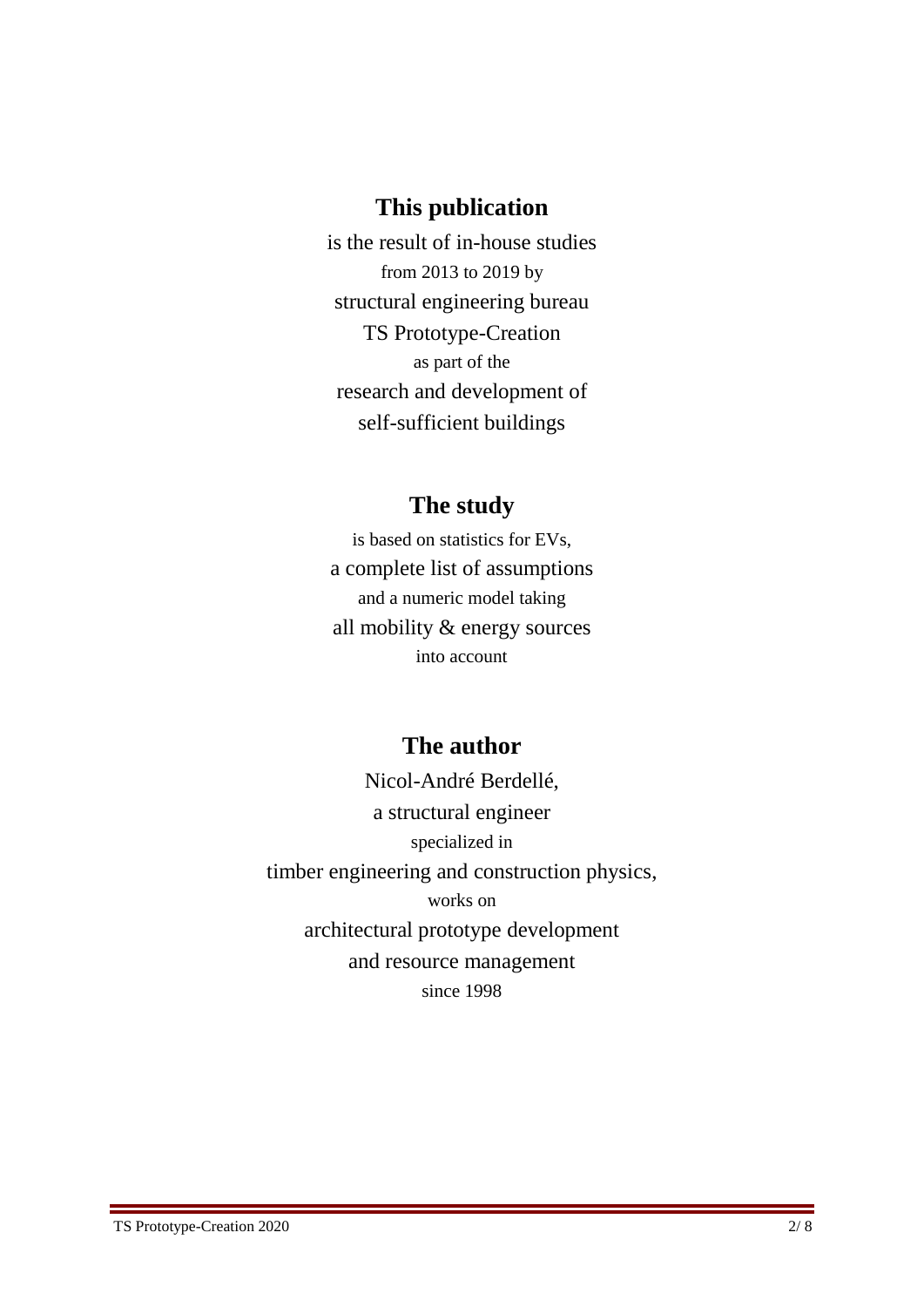## This publication

is the result of in-house studies
from 2013 to 2019 by
structural engineering bureau
TS Prototype-Creation
as part of the
research and development of
self-sufficient buildings

## The study

is based on statistics for EVs,
a complete list of assumptions
and a numeric model taking
all mobility & energy sources
into account

## The author

Nicol-André Berdellé,
a structural engineer
specialized in
timber engineering and construction physics,
works on
architectural prototype development
and resource management
since 1998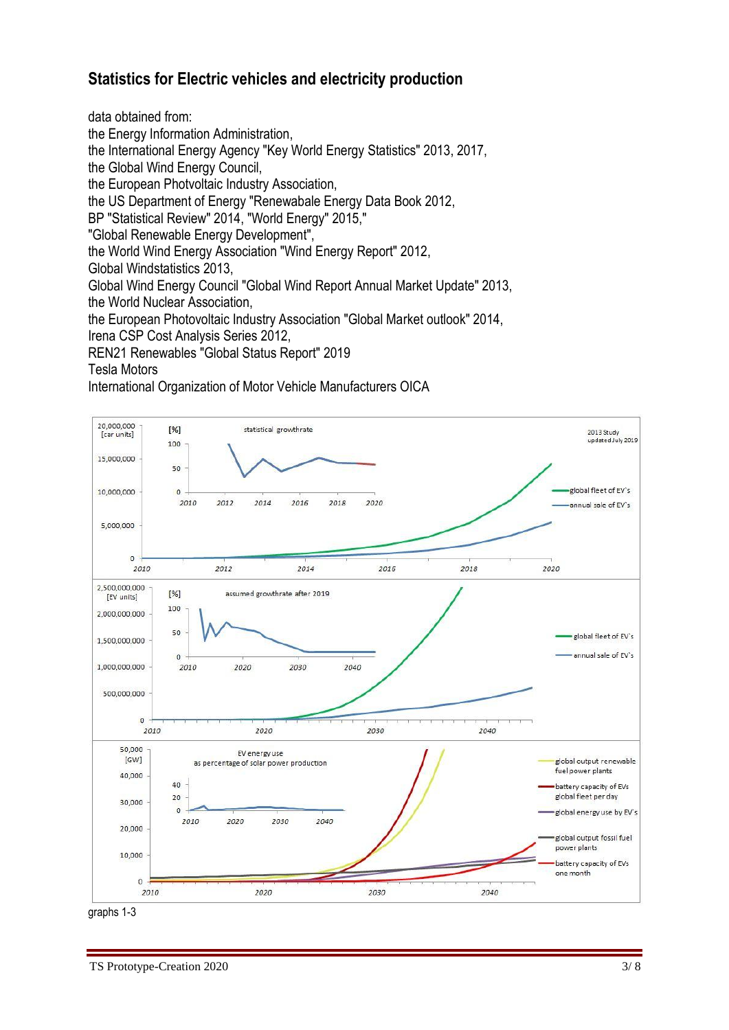## Statistics for Electric vehicles and electricity production

data obtained from:
the Energy Information Administration,
the International Energy Agency "Key World Energy Statistics" 2013, 2017,
the Global Wind Energy Council,
the European Photvoltaic Industry Association,
the US Department of Energy "Renewabale Energy Data Book 2012,
BP "Statistical Review" 2014, "World Energy" 2015,"
"Global Renewable Energy Development",
the World Wind Energy Association "Wind Energy Report" 2012,
Global Windstatistics 2013,
Global Wind Energy Council "Global Wind Report Annual Market Update" 2013,
the World Nuclear Association,
the European Photovoltaic Industry Association "Global Market outlook" 2014,
Irena CSP Cost Analysis Series 2012,
REN21 Renewables "Global Status Report" 2019
Tesla Motors
International Organization of Motor Vehicle Manufacturers OICA

20,000,000 [car units]
15,000,000
10,000,000
5,000,000
0
2010 2012 2014 2016 2018 2020
[%] statistical growthrate
100
50
0
2010 2012 2014 2016 2018 2020
2013 Study updated July 2019
global fleet of EV`s
annual sale of EV`s

2,500,000,000 [EV units]
2,000,000,000
1,500,000,000
1,000,000,000
500,000,000
0
2010 2020 2030 2040
[%] assumed growthrate after 2019
100
50
0
2010 2020 2030 2040
global fleet of EV`s
annual sale of EV`s

50,000 [GW]
40,000
30,000
20,000
10,000
0
2010 2020 2030 2040
EV energy use as percentage of solar power production
40
20
0
2010 2020 2030 2040
global output renewable fuel power plants
battery capacity of EVs global fleet per day
global energy use by EV`s
global output fossil fuel power plants
battery capacity of EVs one month

graphs 1-3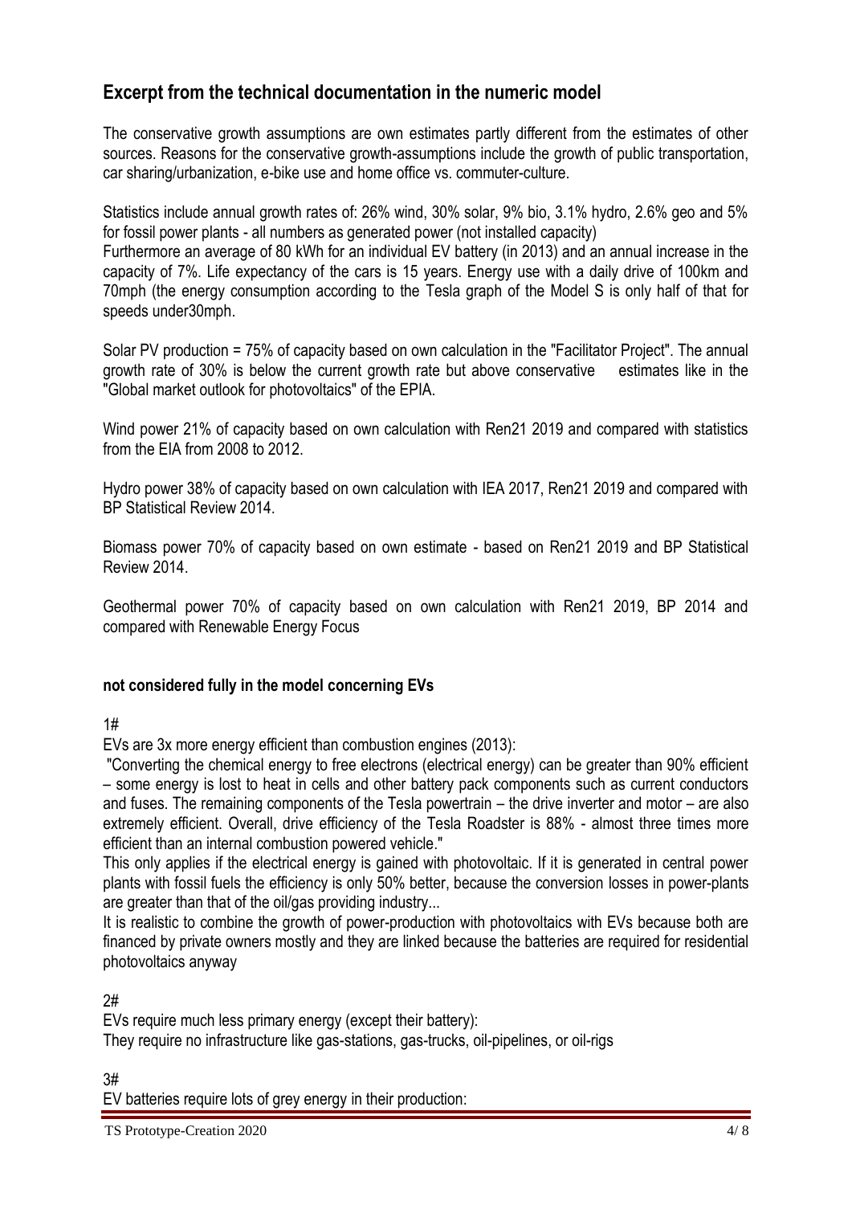## Excerpt from the technical documentation in the numeric model

The conservative growth assumptions are own estimates partly different from the estimates of other sources. Reasons for the conservative growth-assumptions include the growth of public transportation, car sharing/urbanization, e-bike use and home office vs. commuter-culture.

Statistics include annual growth rates of: 26% wind, 30% solar, 9% bio, 3.1% hydro, 2.6% geo and 5% for fossil power plants - all numbers as generated power (not installed capacity)
Furthermore an average of 80 kWh for an individual EV battery (in 2013) and an annual increase in the capacity of 7%. Life expectancy of the cars is 15 years. Energy use with a daily drive of 100km and 70mph (the energy consumption according to the Tesla graph of the Model S is only half of that for speeds under30mph.

Solar PV production = 75% of capacity based on own calculation in the "Facilitator Project". The annual growth rate of 30% is below the current growth rate but above conservative estimates like in the "Global market outlook for photovoltaics" of the EPIA.

Wind power 21% of capacity based on own calculation with Ren21 2019 and compared with statistics from the EIA from 2008 to 2012.

Hydro power 38% of capacity based on own calculation with IEA 2017, Ren21 2019 and compared with BP Statistical Review 2014.

Biomass power 70% of capacity based on own estimate - based on Ren21 2019 and BP Statistical Review 2014.

Geothermal power 70% of capacity based on own calculation with Ren21 2019, BP 2014 and compared with Renewable Energy Focus

**not considered fully in the model concerning EVs**

1#

EVs are 3x more energy efficient than combustion engines (2013):

"Converting the chemical energy to free electrons (electrical energy) can be greater than 90% efficient – some energy is lost to heat in cells and other battery pack components such as current conductors and fuses. The remaining components of the Tesla powertrain – the drive inverter and motor – are also extremely efficient. Overall, drive efficiency of the Tesla Roadster is 88% - almost three times more efficient than an internal combustion powered vehicle."

This only applies if the electrical energy is gained with photovoltaic. If it is generated in central power plants with fossil fuels the efficiency is only 50% better, because the conversion losses in power-plants are greater than that of the oil/gas providing industry...

It is realistic to combine the growth of power-production with photovoltaics with EVs because both are financed by private owners mostly and they are linked because the batteries are required for residential photovoltaics anyway

2#

EVs require much less primary energy (except their battery):

They require no infrastructure like gas-stations, gas-trucks, oil-pipelines, or oil-rigs

3#

EV batteries require lots of grey energy in their production: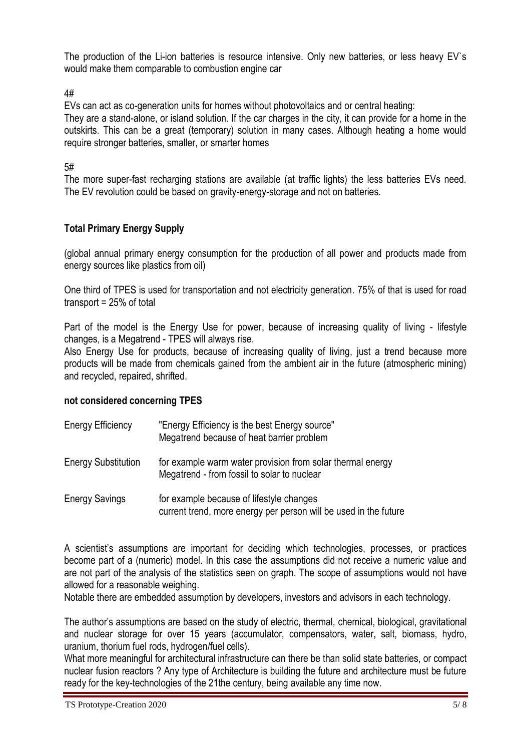The production of the Li-ion batteries is resource intensive. Only new batteries, or less heavy EV`s would make them comparable to combustion engine car

4#

EVs can act as co-generation units for homes without photovoltaics and or central heating:
They are a stand-alone, or island solution. If the car charges in the city, it can provide for a home in the outskirts. This can be a great (temporary) solution in many cases. Although heating a home would require stronger batteries, smaller, or smarter homes

5#

The more super-fast recharging stations are available (at traffic lights) the less batteries EVs need. The EV revolution could be based on gravity-energy-storage and not on batteries.

**Total Primary Energy Supply**

(global annual primary energy consumption for the production of all power and products made from energy sources like plastics from oil)

One third of TPES is used for transportation and not electricity generation. 75% of that is used for road transport = 25% of total

Part of the model is the Energy Use for power, because of increasing quality of living - lifestyle changes, is a Megatrend - TPES will always rise.
Also Energy Use for products, because of increasing quality of living, just a trend because more products will be made from chemicals gained from the ambient air in the future (atmospheric mining) and recycled, repaired, shrifted.

**not considered concerning TPES**

| | |
|---|---|
| Energy Efficiency | "Energy Efficiency is the best Energy source"<br>Megatrend because of heat barrier problem |
| Energy Substitution | for example warm water provision from solar thermal energy<br>Megatrend - from fossil to solar to nuclear |
| Energy Savings | for example because of lifestyle changes<br>current trend, more energy per person will be used in the future |

A scientist's assumptions are important for deciding which technologies, processes, or practices become part of a (numeric) model. In this case the assumptions did not receive a numeric value and are not part of the analysis of the statistics seen on graph. The scope of assumptions would not have allowed for a reasonable weighing.
Notable there are embedded assumption by developers, investors and advisors in each technology.

The author's assumptions are based on the study of electric, thermal, chemical, biological, gravitational and nuclear storage for over 15 years (accumulator, compensators, water, salt, biomass, hydro, uranium, thorium fuel rods, hydrogen/fuel cells).
What more meaningful for architectural infrastructure can there be than solid state batteries, or compact nuclear fusion reactors ? Any type of Architecture is building the future and architecture must be future ready for the key-technologies of the 21the century, being available any time now.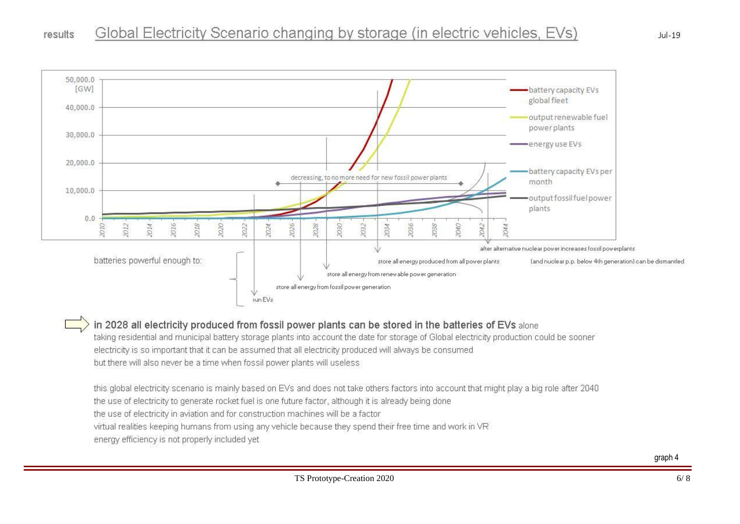results

# Global Electricity Scenario changing by storage (in electric vehicles, EVs)

Jul-19

batteries powerful enough to:

- run EVs
- store all energy from fossil power generation
- store all energy from renewable power generation
- store all energy produced from all power plants

after alternative nuclear power increases fossil powerplants (and nuclear p.p. below 4th generation) can be dismantled

**in 2028 all electricity produced from fossil power plants can be stored in the batteries of EVs** alone

taking residential and municipal battery storage plants into account the date for storage of Global electricity production could be sooner

electricity is so important that it can be assumed that all electricity produced will always be consumed

but there will also never be a time when fossil power plants will useless

this global electricity scenario is mainly based on EVs and does not take others factors into account that might play a big role after 2040

the use of electricity to generate rocket fuel is one future factor, although it is already being done

the use of electricity in aviation and for construction machines will be a factor

virtual realities keeping humans from using any vehicle because they spend their free time and work in VR

energy efficiency is not properly included yet

graph 4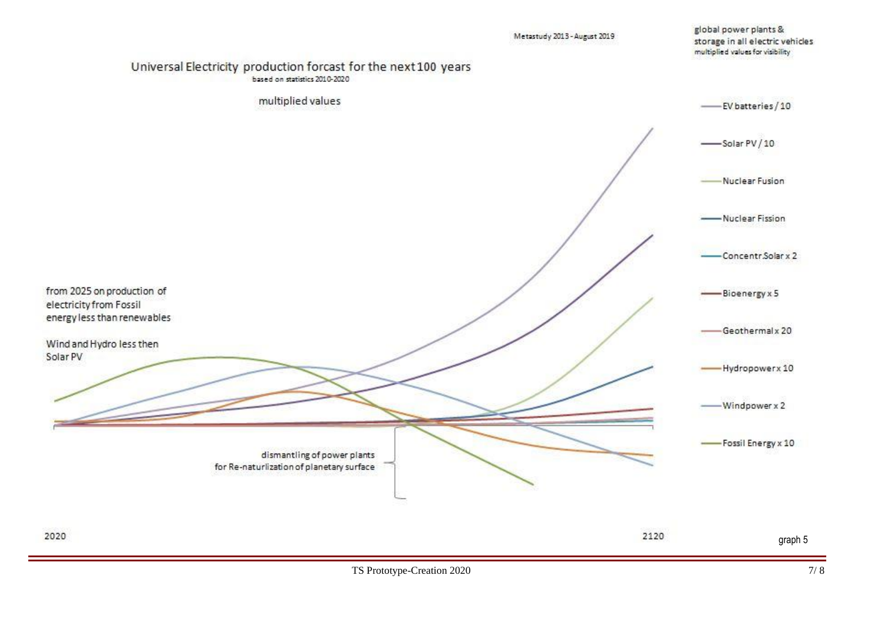Metastudy 2013 - August 2019

global power plants & storage in all electric vehicles
multiplied values for visibility

Universal Electricity production forcast for the next 100 years
based on statistics 2010-2020

multiplied values

EV batteries / 10

Solar PV / 10

Nuclear Fusion

Nuclear Fission

Concentr.Solar x 2

Bioenergy x 5

Geothermal x 20

Hydropower x 10

Windpower x 2

Fossil Energy x 10

from 2025 on production of electricity from Fossil energy less than renewables

Wind and Hydro less then Solar PV

dismantling of power plants for Re-naturlization of planetary surface

2020

2120

graph 5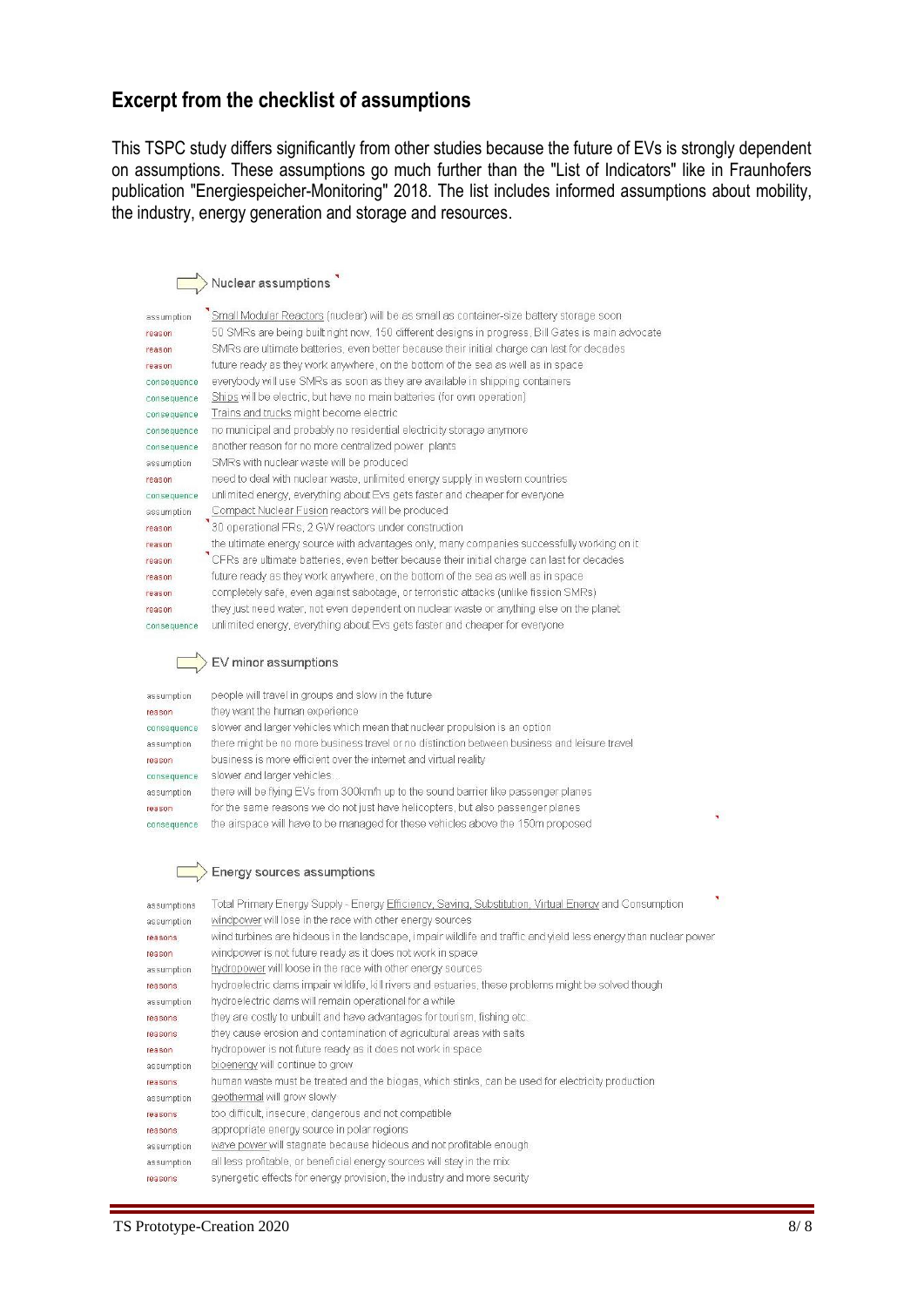## Excerpt from the checklist of assumptions

This TSPC study differs significantly from other studies because the future of EVs is strongly dependent on assumptions. These assumptions go much further than the "List of Indicators" like in Fraunhofers publication "Energiespeicher-Monitoring" 2018. The list includes informed assumptions about mobility, the industry, energy generation and storage and resources.

### Nuclear assumptions

| | |
|---|---|
| assumption | Small Modular Reactors (nuclear) will be as small as container-size battery storage soon |
| reason | 50 SMRs are being built right now, 150 different designs in progress, Bill Gates is main advocate |
| reason | SMRs are ultimate batteries, even better because their initial charge can last for decades |
| reason | future ready as they work anywhere, on the bottom of the sea as well as in space |
| consequence | everybody will use SMRs as soon as they are available in shipping containers |
| consequence | Ships will be electric, but have no main batteries (for own operation) |
| consequence | Trains and trucks might become electric |
| consequence | no municipal and probably no residential electricity storage anymore |
| consequence | another reason for no more centralized power plants |
| assumption | SMRs with nuclear waste will be produced |
| reason | need to deal with nuclear waste, unlimited energy supply in western countries |
| consequence | unlimited energy, everything about Evs gets faster and cheaper for everyone |
| assumption | Compact Nuclear Fusion reactors will be produced |
| reason | 30 operational FRs, 2 GW reactors under construction |
| reason | the ultimate energy source with advantages only, many companies successfully working on it |
| reason | CFRs are ultimate batteries, even better because their initial charge can last for decades |
| reason | future ready as they work anywhere, on the bottom of the sea as well as in space |
| reason | completely safe, even against sabotage, or terroristic attacks (unlike fission SMRs) |
| reason | they just need water, not even dependent on nuclear waste or anything else on the planet |
| consequence | unlimited energy, everything about Evs gets faster and cheaper for everyone |

### EV minor assumptions

| | |
|---|---|
| assumption | people will travel in groups and slow in the future |
| reason | they want the human experience |
| consequence | slower and larger vehicles which mean that nuclear propulsion is an option |
| assumption | there might be no more business travel or no distinction between business and leisure travel |
| reason | business is more efficient over the internet and virtual reality |
| consequence | slower and larger vehicles |
| assumption | there will be flying EVs from 300km/h up to the sound barrier like passenger planes |
| reason | for the same reasons we do not just have helicopters, but also passenger planes |
| consequence | the airspace will have to be managed for these vehicles above the 150m proposed |

### Energy sources assumptions

| | |
|---|---|
| assumptions | Total Primary Energy Supply - Energy Efficiency, Saving, Substitution, Virtual Energy and Consumption |
| assumption | windpower will lose in the race with other energy sources |
| reasons | wind turbines are hideous in the landscape, impair wildlife and traffic and yield less energy than nuclear power |
| reason | windpower is not future ready as it does not work in space |
| assumption | hydropower will loose in the race with other energy sources |
| reasons | hydroelectric dams impair wildlife, kill rivers and estuaries, these problems might be solved though |
| assumption | hydroelectric dams will remain operational for a while |
| reasons | they are costly to unbuilt and have advantages for tourism, fishing etc. |
| reasons | they cause erosion and contamination of agricultural areas with salts |
| reason | hydropower is not future ready as it does not work in space |
| assumption | bioenergy will continue to grow |
| reasons | human waste must be treated and the biogas, which stinks, can be used for electricity production |
| assumption | geothermal will grow slowly |
| reasons | too difficult, insecure, dangerous and not compatible |
| reasons | appropriate energy source in polar regions |
| assumption | wave power will stagnate because hideous and not profitable enough |
| assumption | all less profitable, or beneficial energy sources will stay in the mix |
| reasons | synergetic effects for energy provision, the industry and more security |